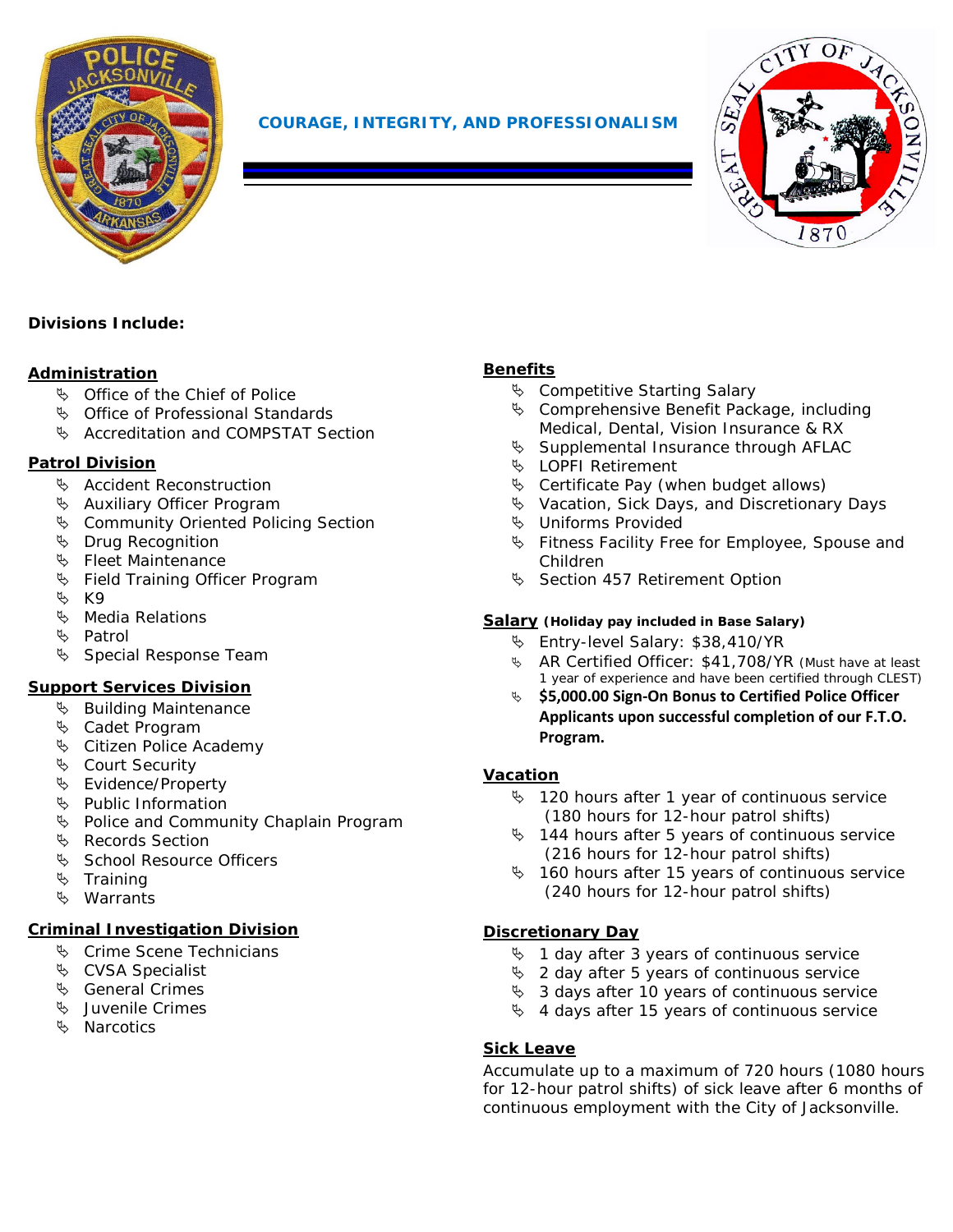**COURAGE, INTEGRITY, AND PROFESSIONALISM**

**Divisions Include:**

## Administration

- Office of the Chief of Police
- Office of Professional Standards
- Accreditation and COMPSTAT Section

## Patrol Division

- Accident Reconstruction
- Auxiliary Officer Program
- Community Oriented Policing Section
- Drug Recognition
- Fleet Maintenance
- Field Training Officer Program
- K9
- Media Relations
- Patrol
- Special Response Team

## Support Services Division

- Building Maintenance
- Cadet Program
- Citizen Police Academy
- Court Security
- Evidence/Property
- Public Information
- Police and Community Chaplain Program
- Records Section
- School Resource Officers
- Training
- Warrants

## Criminal Investigation Division

- Crime Scene Technicians
- CVSA Specialist
- General Crimes
- Juvenile Crimes
- Narcotics

## Benefits

- Competitive Starting Salary
- Comprehensive Benefit Package, including Medical, Dental, Vision Insurance & RX
- Supplemental Insurance through AFLAC
- LOPFI Retirement
- Certificate Pay (when budget allows)
- Vacation, Sick Days, and Discretionary Days
- Uniforms Provided
- Fitness Facility Free for Employee, Spouse and Children
- Section 457 Retirement Option

## Salary (Holiday pay included in Base Salary)

- Entry-level Salary: $38,410/YR
- AR Certified Officer: $41,708/YR (Must have at least 1 year of experience and have been certified through CLEST)
- **$5,000.00 Sign-On Bonus to Certified Police Officer Applicants upon successful completion of our F.T.O. Program.**

## Vacation

- 120 hours after 1 year of continuous service (180 hours for 12-hour patrol shifts)
- 144 hours after 5 years of continuous service (216 hours for 12-hour patrol shifts)
- 160 hours after 15 years of continuous service (240 hours for 12-hour patrol shifts)

## Discretionary Day

- 1 day after 3 years of continuous service
- 2 day after 5 years of continuous service
- 3 days after 10 years of continuous service
- 4 days after 15 years of continuous service

## Sick Leave

Accumulate up to a maximum of 720 hours (1080 hours for 12-hour patrol shifts) of sick leave after 6 months of continuous employment with the City of Jacksonville.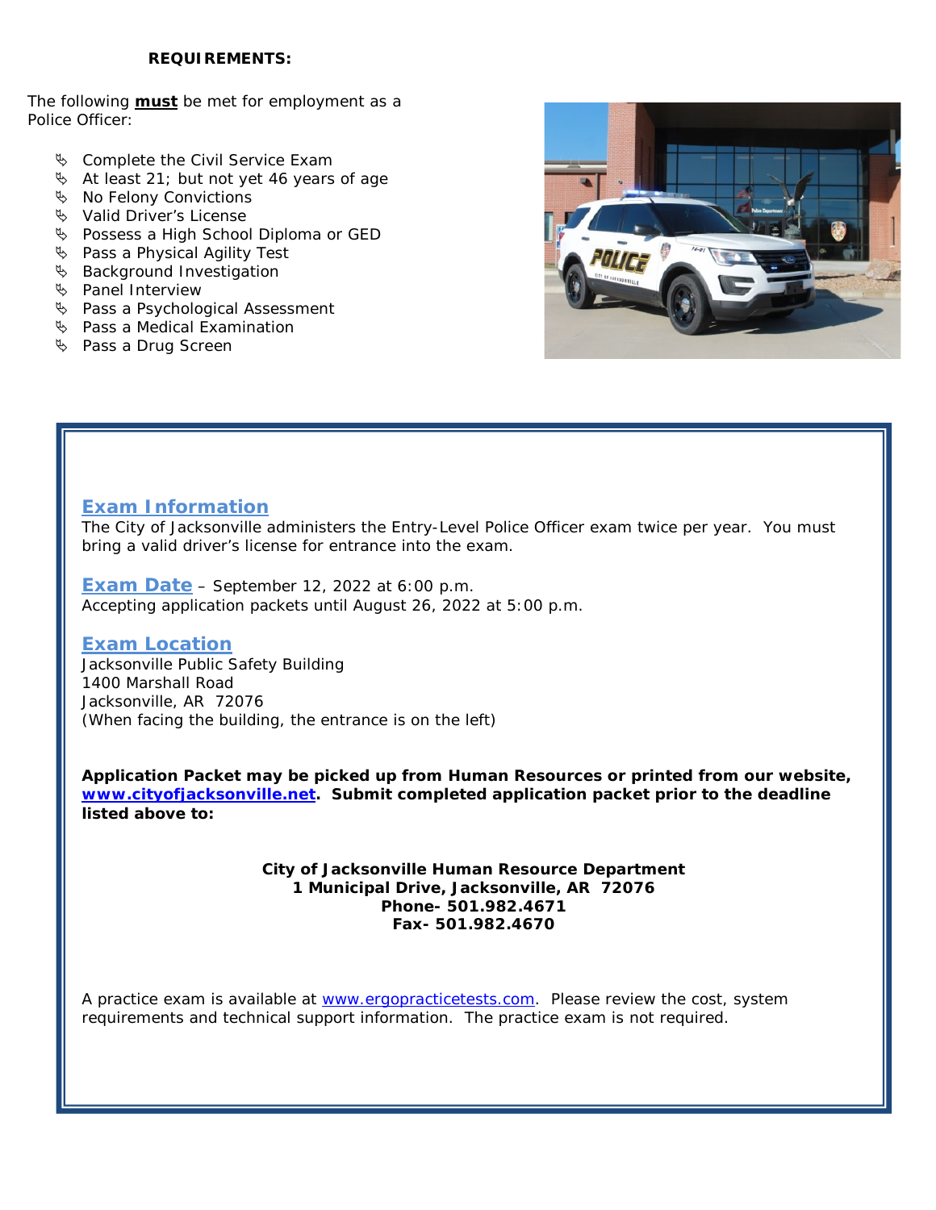**REQUIREMENTS:**

The following **must** be met for employment as a Police Officer:

- Complete the Civil Service Exam
- At least 21; but not yet 46 years of age
- No Felony Convictions
- Valid Driver's License
- Possess a High School Diploma or GED
- Pass a Physical Agility Test
- Background Investigation
- Panel Interview
- Pass a Psychological Assessment
- Pass a Medical Examination
- Pass a Drug Screen

## Exam Information

The City of Jacksonville administers the Entry-Level Police Officer exam twice per year. You must bring a valid driver's license for entrance into the exam.

**Exam Date** – September 12, 2022 at 6:00 p.m.
Accepting application packets until August 26, 2022 at 5:00 p.m.

## Exam Location

Jacksonville Public Safety Building
1400 Marshall Road
Jacksonville, AR 72076
(When facing the building, the entrance is on the left)

**Application Packet may be picked up from Human Resources or printed from our website, www.cityofjacksonville.net. Submit completed application packet prior to the deadline listed above to:**

**City of Jacksonville Human Resource Department**
**1 Municipal Drive, Jacksonville, AR 72076**
**Phone- 501.982.4671**
**Fax- 501.982.4670**

A practice exam is available at www.ergopracticetests.com. Please review the cost, system requirements and technical support information. The practice exam is not required.